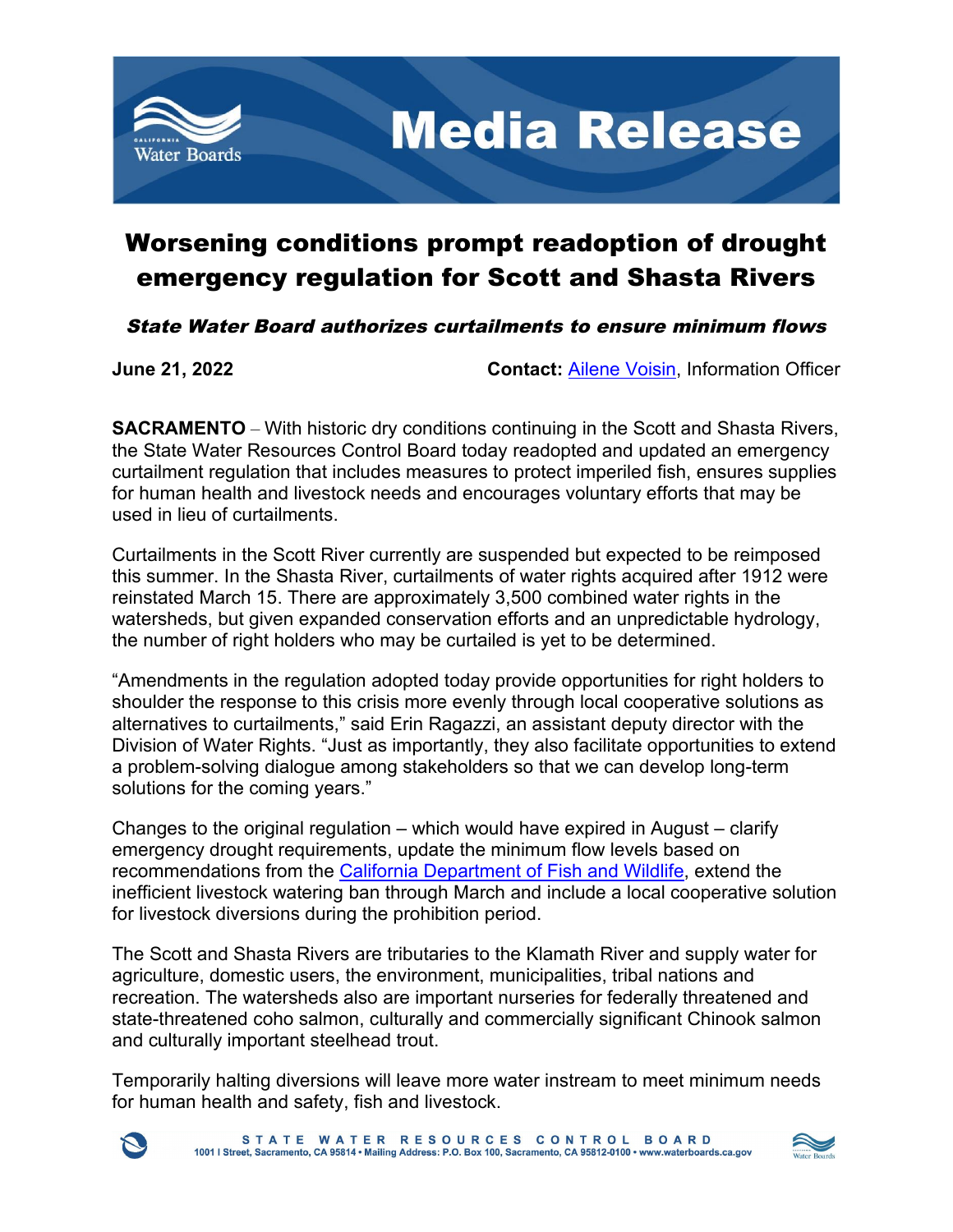# Media Release

## Worsening conditions prompt readoption of drought emergency regulation for Scott and Shasta Rivers

***State Water Board authorizes curtailments to ensure minimum flows***

**June 21, 2022** **Contact:** Ailene Voisin, Information Officer

**SACRAMENTO** – With historic dry conditions continuing in the Scott and Shasta Rivers, the State Water Resources Control Board today readopted and updated an emergency curtailment regulation that includes measures to protect imperiled fish, ensures supplies for human health and livestock needs and encourages voluntary efforts that may be used in lieu of curtailments.

Curtailments in the Scott River currently are suspended but expected to be reimposed this summer. In the Shasta River, curtailments of water rights acquired after 1912 were reinstated March 15. There are approximately 3,500 combined water rights in the watersheds, but given expanded conservation efforts and an unpredictable hydrology, the number of right holders who may be curtailed is yet to be determined.

"Amendments in the regulation adopted today provide opportunities for right holders to shoulder the response to this crisis more evenly through local cooperative solutions as alternatives to curtailments," said Erin Ragazzi, an assistant deputy director with the Division of Water Rights. "Just as importantly, they also facilitate opportunities to extend a problem-solving dialogue among stakeholders so that we can develop long-term solutions for the coming years."

Changes to the original regulation – which would have expired in August – clarify emergency drought requirements, update the minimum flow levels based on recommendations from the California Department of Fish and Wildlife, extend the inefficient livestock watering ban through March and include a local cooperative solution for livestock diversions during the prohibition period.

The Scott and Shasta Rivers are tributaries to the Klamath River and supply water for agriculture, domestic users, the environment, municipalities, tribal nations and recreation. The watersheds also are important nurseries for federally threatened and state-threatened coho salmon, culturally and commercially significant Chinook salmon and culturally important steelhead trout.

Temporarily halting diversions will leave more water instream to meet minimum needs for human health and safety, fish and livestock.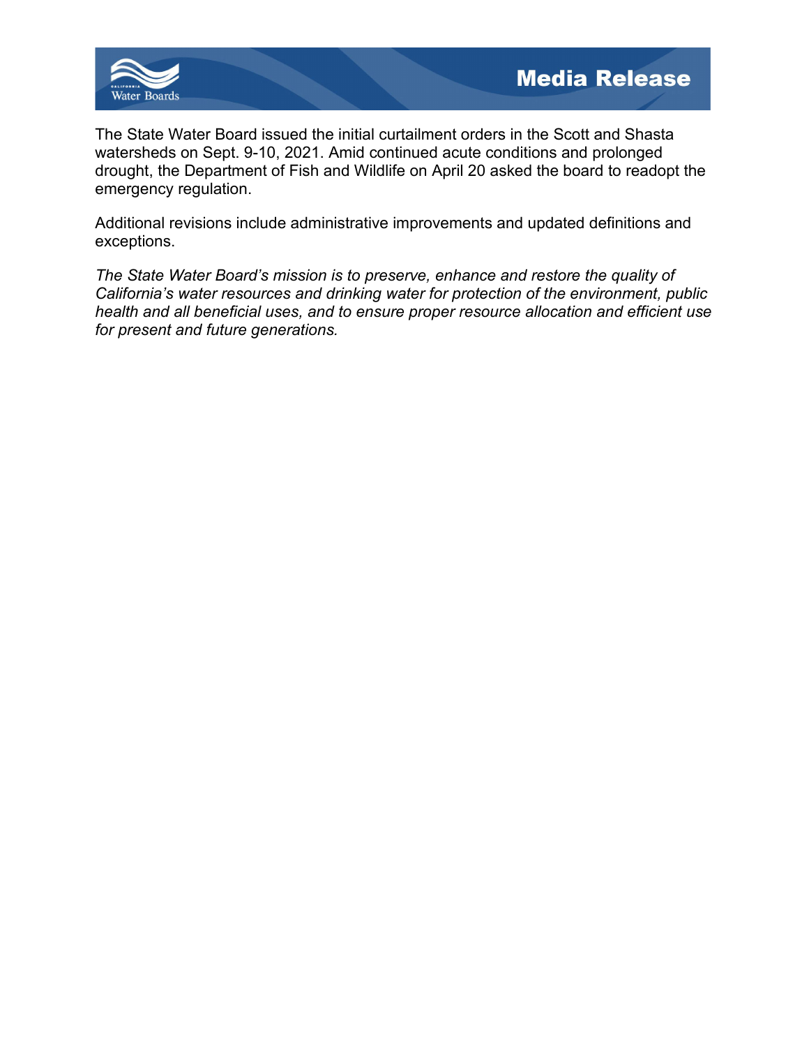The State Water Board issued the initial curtailment orders in the Scott and Shasta watersheds on Sept. 9-10, 2021. Amid continued acute conditions and prolonged drought, the Department of Fish and Wildlife on April 20 asked the board to readopt the emergency regulation.

Additional revisions include administrative improvements and updated definitions and exceptions.

*The State Water Board's mission is to preserve, enhance and restore the quality of California's water resources and drinking water for protection of the environment, public health and all beneficial uses, and to ensure proper resource allocation and efficient use for present and future generations.*